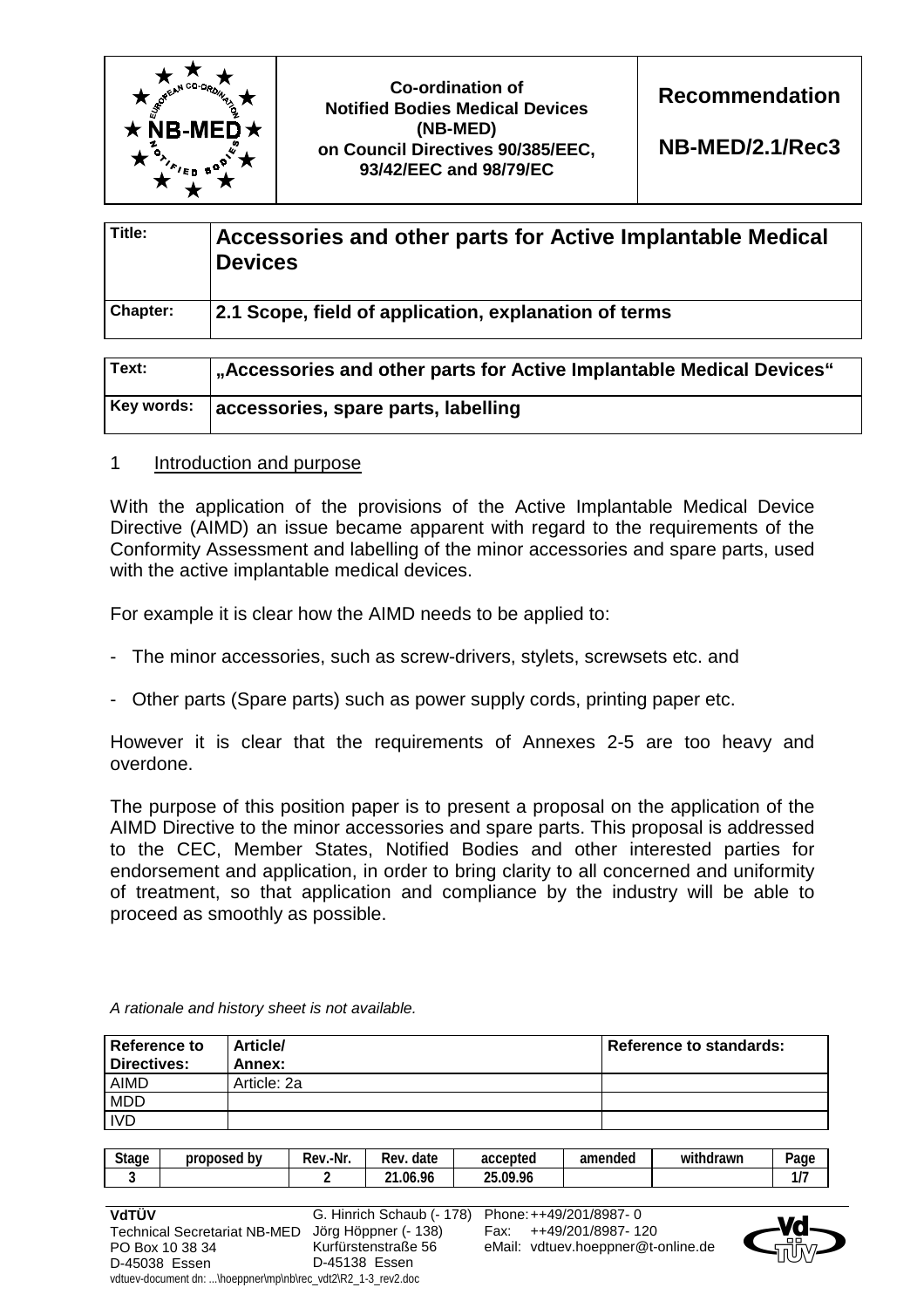| | Co-ordination of Notified Bodies Medical Devices (NB-MED) on Council Directives 90/385/EEC, 93/42/EEC and 98/79/EC | Recommendation NB-MED/2.1/Rec3 |
|---|---|---|

| | |
|---|---|
| **Title:** | **Accessories and other parts for Active Implantable Medical Devices** |
| **Chapter:** | **2.1 Scope, field of application, explanation of terms** |

| | |
|---|---|
| **Text:** | **„Accessories and other parts for Active Implantable Medical Devices“** |
| **Key words:** | **accessories, spare parts, labelling** |

## 1 Introduction and purpose

With the application of the provisions of the Active Implantable Medical Device Directive (AIMD) an issue became apparent with regard to the requirements of the Conformity Assessment and labelling of the minor accessories and spare parts, used with the active implantable medical devices.

For example it is clear how the AIMD needs to be applied to:

- The minor accessories, such as screw-drivers, stylets, screwsets etc. and
- Other parts (Spare parts) such as power supply cords, printing paper etc.

However it is clear that the requirements of Annexes 2-5 are too heavy and overdone.

The purpose of this position paper is to present a proposal on the application of the AIMD Directive to the minor accessories and spare parts. This proposal is addressed to the CEC, Member States, Notified Bodies and other interested parties for endorsement and application, in order to bring clarity to all concerned and uniformity of treatment, so that application and compliance by the industry will be able to proceed as smoothly as possible.

*A rationale and history sheet is not available.*

| Reference to Directives: | Article/ Annex: | Reference to standards: |
|---|---|---|
| AIMD | Article: 2a | |
| MDD | | |
| IVD | | |

| Stage | proposed by | Rev.-Nr. | Rev. date | accepted | amended | withdrawn | Page |
|---|---|---|---|---|---|---|---|
| 3 | | 2 | 21.06.96 | 25.09.96 | | | 1/7 |

VdTÜV
Technical Secretariat NB-MED
PO Box 10 38 34
D-45038 Essen

G. Hinrich Schaub (- 178)
Jörg Höppner (- 138)
Kurfürstenstraße 56
D-45138 Essen

Phone: ++49/201/8987- 0
Fax: ++49/201/8987- 120
eMail: vdtuev.hoeppner@t-online.de

vdtuev-document dn: ...\hoeppner\mp\nb\rec_vdt2\R2_1-3_rev2.doc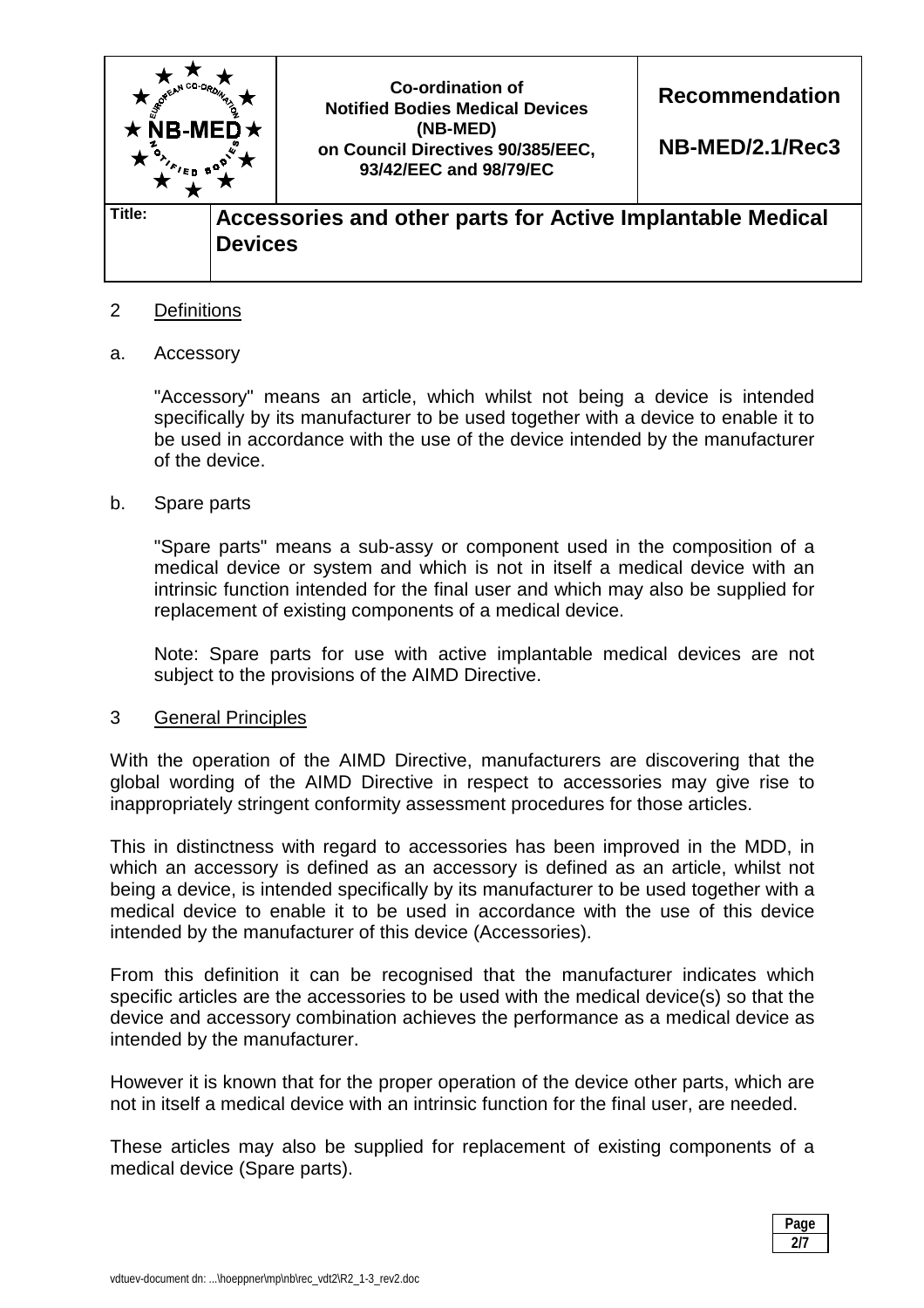## 2 Definitions

a. Accessory

"Accessory" means an article, which whilst not being a device is intended specifically by its manufacturer to be used together with a device to enable it to be used in accordance with the use of the device intended by the manufacturer of the device.

b. Spare parts

"Spare parts" means a sub-assy or component used in the composition of a medical device or system and which is not in itself a medical device with an intrinsic function intended for the final user and which may also be supplied for replacement of existing components of a medical device.

Note: Spare parts for use with active implantable medical devices are not subject to the provisions of the AIMD Directive.

## 3 General Principles

With the operation of the AIMD Directive, manufacturers are discovering that the global wording of the AIMD Directive in respect to accessories may give rise to inappropriately stringent conformity assessment procedures for those articles.

This in distinctness with regard to accessories has been improved in the MDD, in which an accessory is defined as an accessory is defined as an article, whilst not being a device, is intended specifically by its manufacturer to be used together with a medical device to enable it to be used in accordance with the use of this device intended by the manufacturer of this device (Accessories).

From this definition it can be recognised that the manufacturer indicates which specific articles are the accessories to be used with the medical device(s) so that the device and accessory combination achieves the performance as a medical device as intended by the manufacturer.

However it is known that for the proper operation of the device other parts, which are not in itself a medical device with an intrinsic function for the final user, are needed.

These articles may also be supplied for replacement of existing components of a medical device (Spare parts).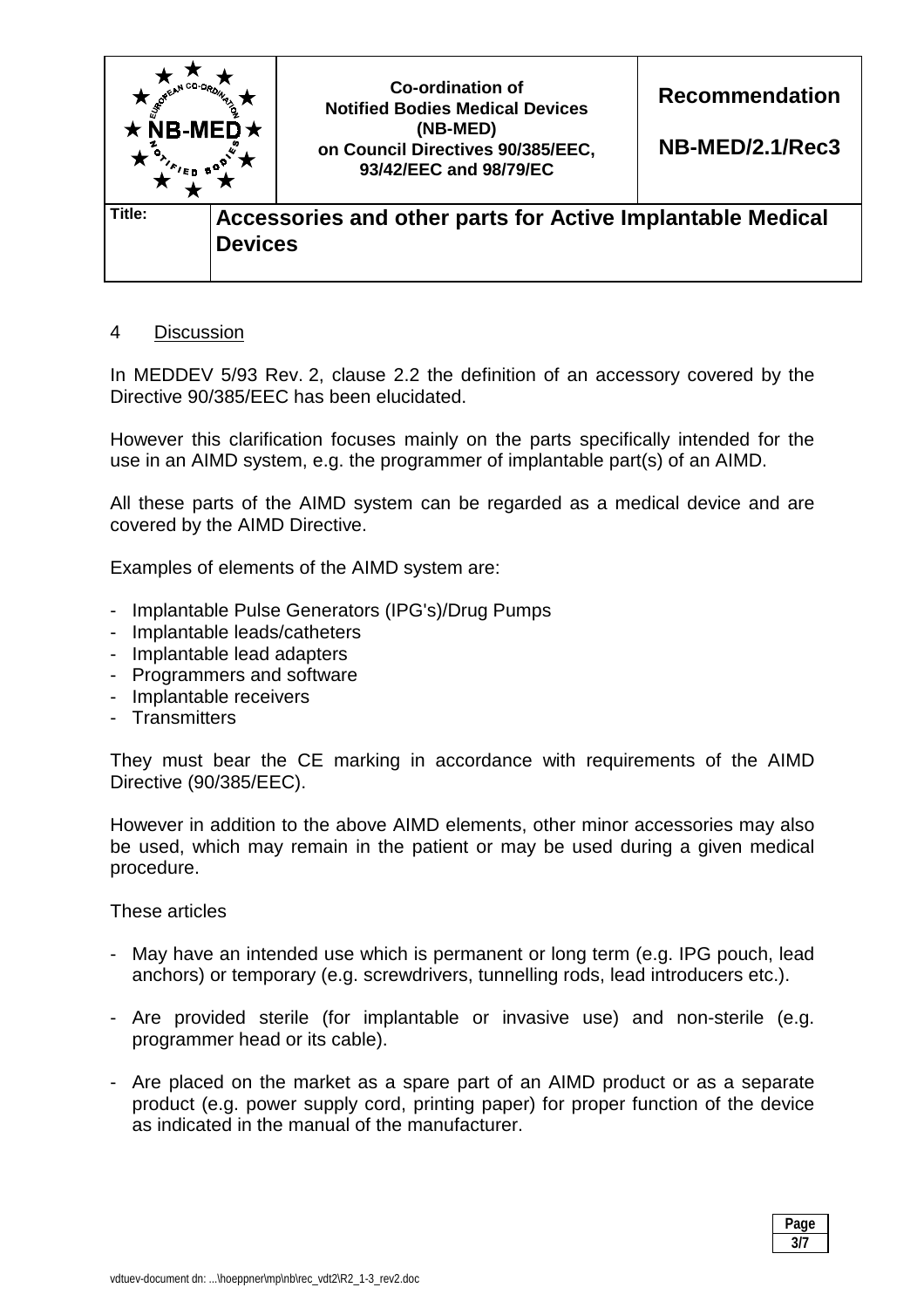## 4 Discussion

In MEDDEV 5/93 Rev. 2, clause 2.2 the definition of an accessory covered by the Directive 90/385/EEC has been elucidated.

However this clarification focuses mainly on the parts specifically intended for the use in an AIMD system, e.g. the programmer of implantable part(s) of an AIMD.

All these parts of the AIMD system can be regarded as a medical device and are covered by the AIMD Directive.

Examples of elements of the AIMD system are:

- Implantable Pulse Generators (IPG's)/Drug Pumps
- Implantable leads/catheters
- Implantable lead adapters
- Programmers and software
- Implantable receivers
- Transmitters

They must bear the CE marking in accordance with requirements of the AIMD Directive (90/385/EEC).

However in addition to the above AIMD elements, other minor accessories may also be used, which may remain in the patient or may be used during a given medical procedure.

These articles

- May have an intended use which is permanent or long term (e.g. IPG pouch, lead anchors) or temporary (e.g. screwdrivers, tunnelling rods, lead introducers etc.).

- Are provided sterile (for implantable or invasive use) and non-sterile (e.g. programmer head or its cable).

- Are placed on the market as a spare part of an AIMD product or as a separate product (e.g. power supply cord, printing paper) for proper function of the device as indicated in the manual of the manufacturer.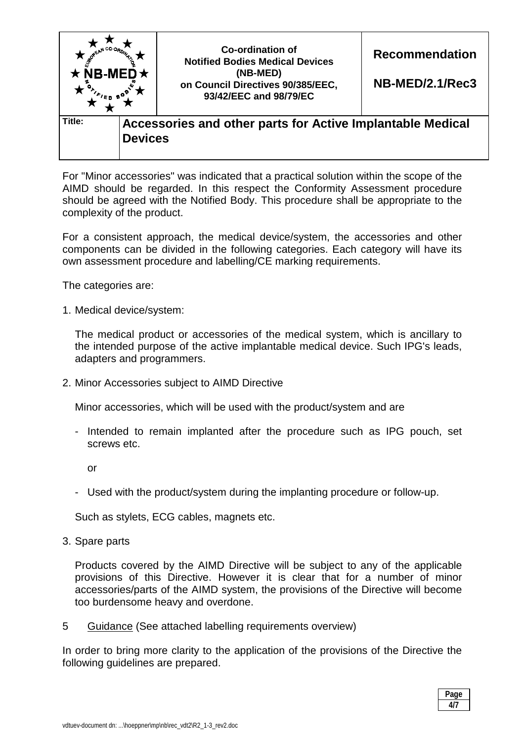For "Minor accessories" was indicated that a practical solution within the scope of the AIMD should be regarded. In this respect the Conformity Assessment procedure should be agreed with the Notified Body. This procedure shall be appropriate to the complexity of the product.

For a consistent approach, the medical device/system, the accessories and other components can be divided in the following categories. Each category will have its own assessment procedure and labelling/CE marking requirements.

The categories are:

1. Medical device/system:

   The medical product or accessories of the medical system, which is ancillary to the intended purpose of the active implantable medical device. Such IPG's leads, adapters and programmers.

2. Minor Accessories subject to AIMD Directive

   Minor accessories, which will be used with the product/system and are

   - Intended to remain implanted after the procedure such as IPG pouch, set screws etc.

     or

   - Used with the product/system during the implanting procedure or follow-up.

   Such as stylets, ECG cables, magnets etc.

3. Spare parts

   Products covered by the AIMD Directive will be subject to any of the applicable provisions of this Directive. However it is clear that for a number of minor accessories/parts of the AIMD system, the provisions of the Directive will become too burdensome heavy and overdone.

5 Guidance (See attached labelling requirements overview)

In order to bring more clarity to the application of the provisions of the Directive the following guidelines are prepared.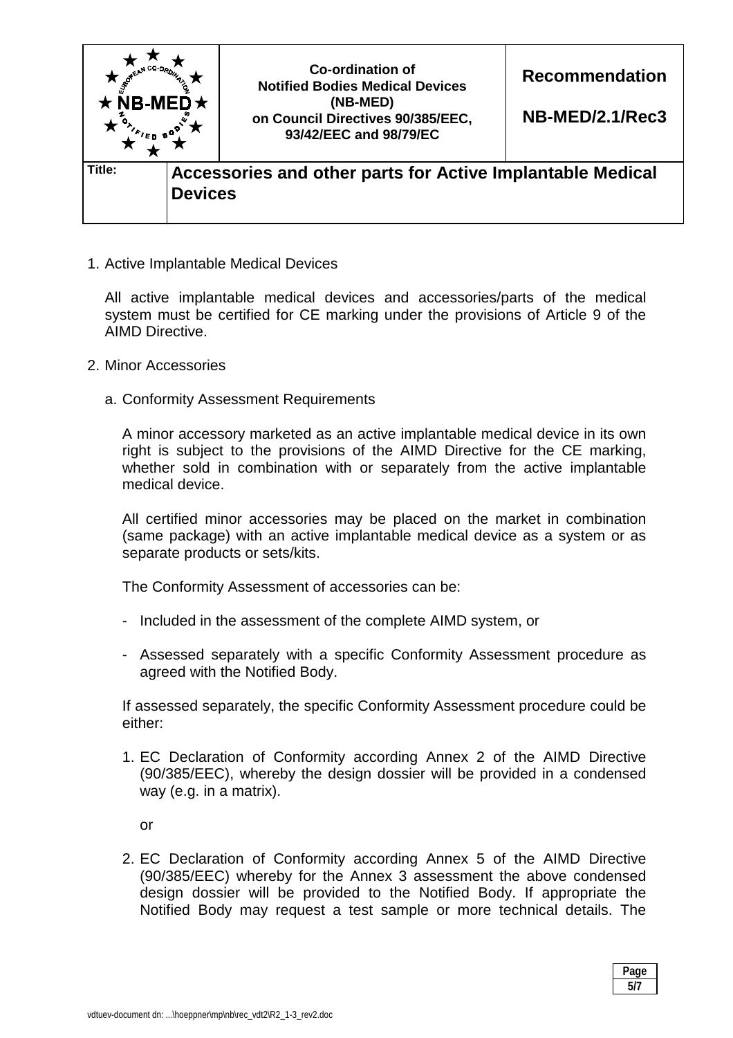| | Co-ordination of Notified Bodies Medical Devices (NB-MED) on Council Directives 90/385/EEC, 93/42/EEC and 98/79/EC | Recommendation NB-MED/2.1/Rec3 |
|---|---|---|
| **Title:** | **Accessories and other parts for Active Implantable Medical Devices** | |

1. Active Implantable Medical Devices

   All active implantable medical devices and accessories/parts of the medical system must be certified for CE marking under the provisions of Article 9 of the AIMD Directive.

2. Minor Accessories

   a. Conformity Assessment Requirements

   A minor accessory marketed as an active implantable medical device in its own right is subject to the provisions of the AIMD Directive for the CE marking, whether sold in combination with or separately from the active implantable medical device.

   All certified minor accessories may be placed on the market in combination (same package) with an active implantable medical device as a system or as separate products or sets/kits.

   The Conformity Assessment of accessories can be:

   - Included in the assessment of the complete AIMD system, or
   - Assessed separately with a specific Conformity Assessment procedure as agreed with the Notified Body.

   If assessed separately, the specific Conformity Assessment procedure could be either:

   1. EC Declaration of Conformity according Annex 2 of the AIMD Directive (90/385/EEC), whereby the design dossier will be provided in a condensed way (e.g. in a matrix).

      or

   2. EC Declaration of Conformity according Annex 5 of the AIMD Directive (90/385/EEC) whereby for the Annex 3 assessment the above condensed design dossier will be provided to the Notified Body. If appropriate the Notified Body may request a test sample or more technical details. The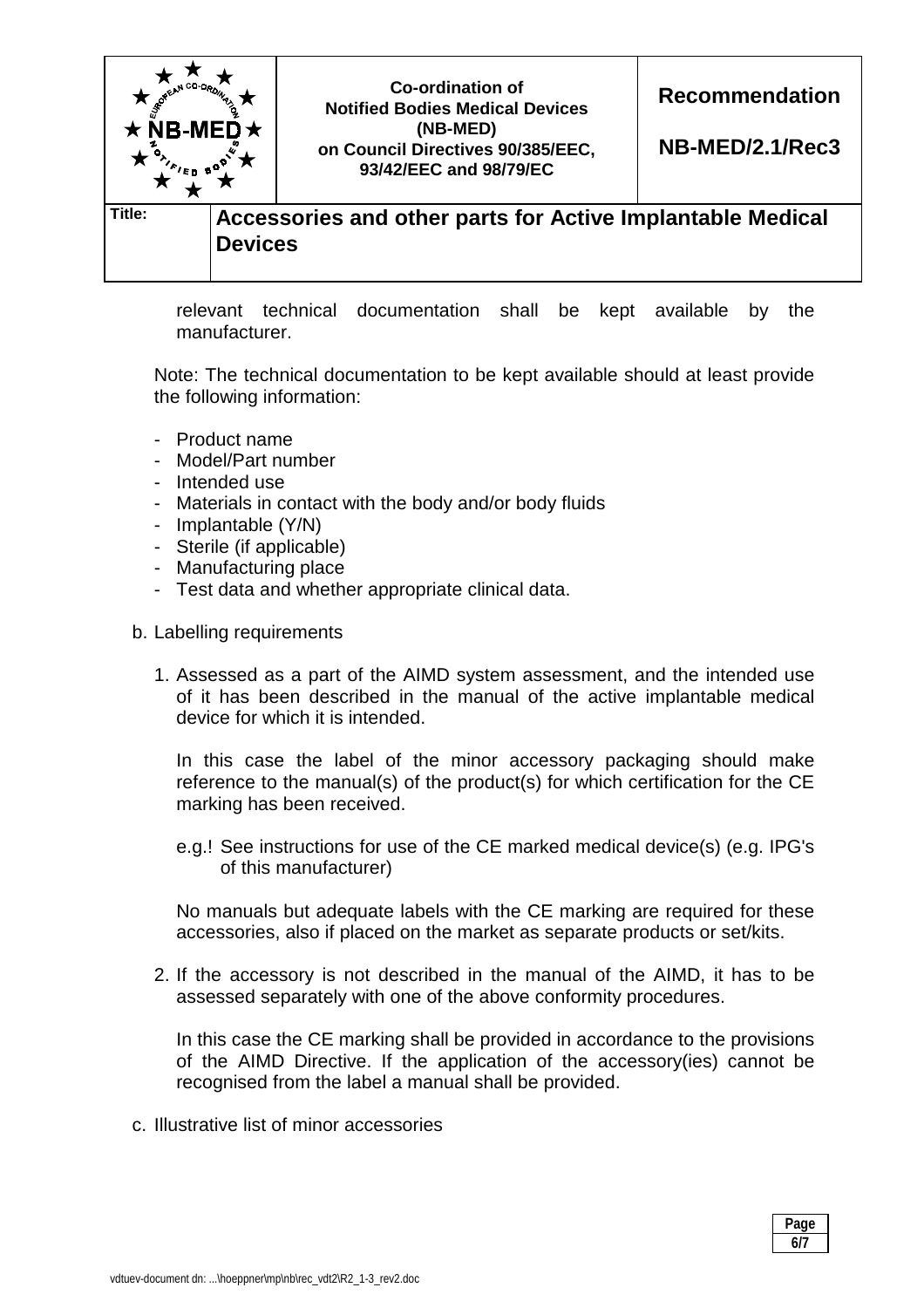relevant technical documentation shall be kept available by the manufacturer.

Note: The technical documentation to be kept available should at least provide the following information:

- Product name
- Model/Part number
- Intended use
- Materials in contact with the body and/or body fluids
- Implantable (Y/N)
- Sterile (if applicable)
- Manufacturing place
- Test data and whether appropriate clinical data.

b. Labelling requirements

1. Assessed as a part of the AIMD system assessment, and the intended use of it has been described in the manual of the active implantable medical device for which it is intended.

   In this case the label of the minor accessory packaging should make reference to the manual(s) of the product(s) for which certification for the CE marking has been received.

   e.g.! See instructions for use of the CE marked medical device(s) (e.g. IPG's of this manufacturer)

   No manuals but adequate labels with the CE marking are required for these accessories, also if placed on the market as separate products or set/kits.

2. If the accessory is not described in the manual of the AIMD, it has to be assessed separately with one of the above conformity procedures.

   In this case the CE marking shall be provided in accordance to the provisions of the AIMD Directive. If the application of the accessory(ies) cannot be recognised from the label a manual shall be provided.

c. Illustrative list of minor accessories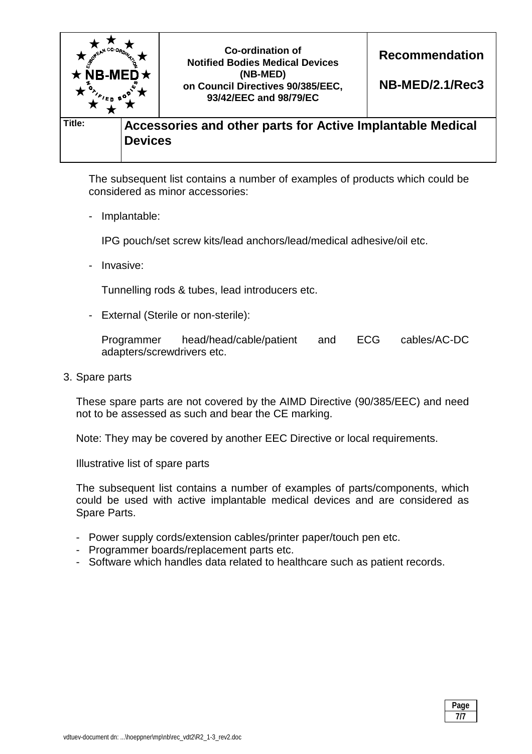The subsequent list contains a number of examples of products which could be considered as minor accessories:

- Implantable:

  IPG pouch/set screw kits/lead anchors/lead/medical adhesive/oil etc.

- Invasive:

  Tunnelling rods & tubes, lead introducers etc.

- External (Sterile or non-sterile):

  Programmer head/head/cable/patient and ECG cables/AC-DC adapters/screwdrivers etc.

3. Spare parts

These spare parts are not covered by the AIMD Directive (90/385/EEC) and need not to be assessed as such and bear the CE marking.

Note: They may be covered by another EEC Directive or local requirements.

Illustrative list of spare parts

The subsequent list contains a number of examples of parts/components, which could be used with active implantable medical devices and are considered as Spare Parts.

- Power supply cords/extension cables/printer paper/touch pen etc.
- Programmer boards/replacement parts etc.
- Software which handles data related to healthcare such as patient records.